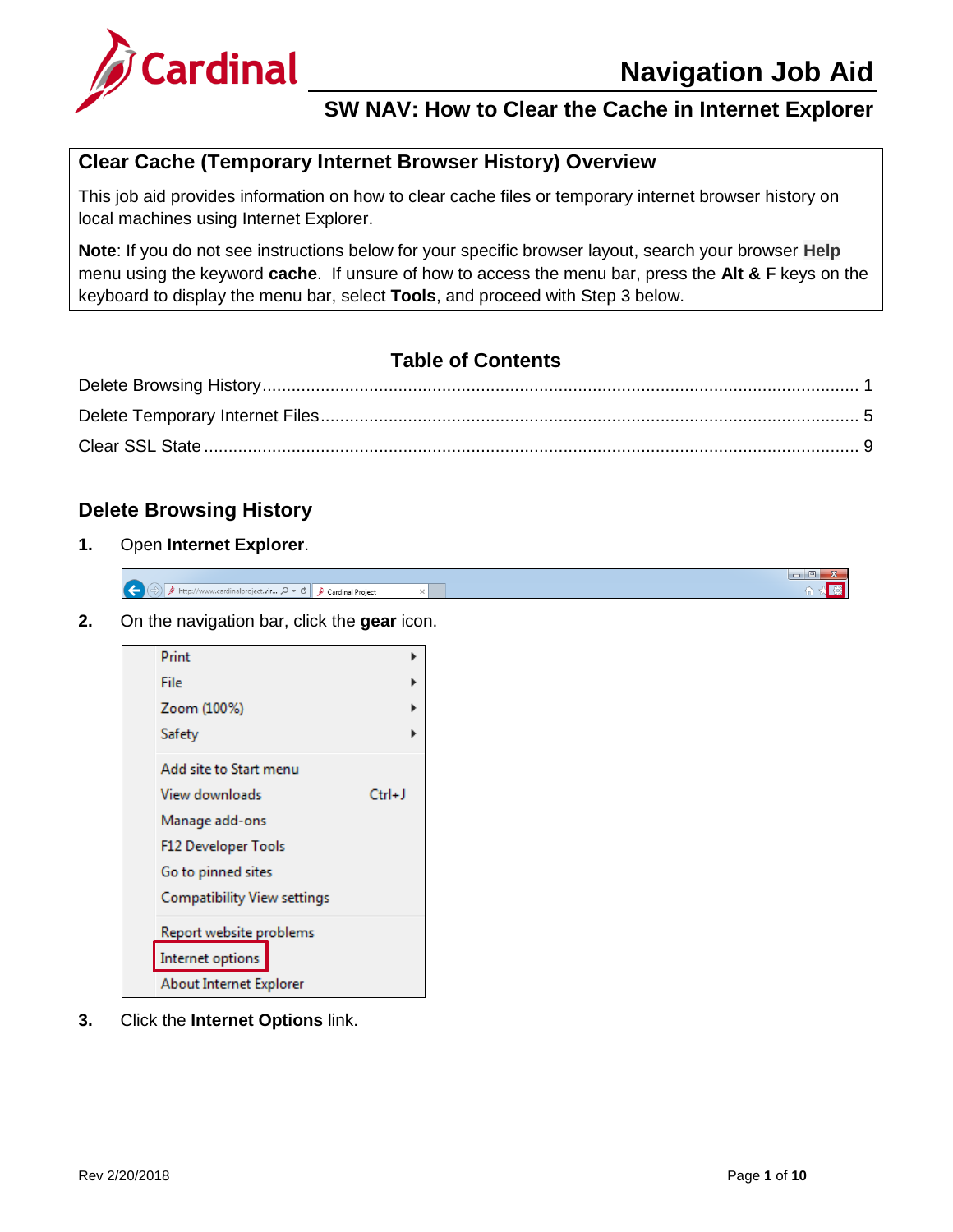# Navigation Job Aid

## SW NAV: How to Clear the Cache in Internet Explorer

### Clear Cache (Temporary Internet Browser History) Overview

This job aid provides information on how to clear cache files or temporary internet browser history on local machines using Internet Explorer.

**Note**: If you do not see instructions below for your specific browser layout, search your browser **Help** menu using the keyword **cache**. If unsure of how to access the menu bar, press the **Alt & F** keys on the keyboard to display the menu bar, select **Tools**, and proceed with Step 3 below.

### Table of Contents

Delete Browsing History ........ 1

Delete Temporary Internet Files ........ 5

Clear SSL State ........ 9

## Delete Browsing History

**1.** Open **Internet Explorer**.

**2.** On the navigation bar, click the **gear** icon.

**3.** Click the **Internet Options** link.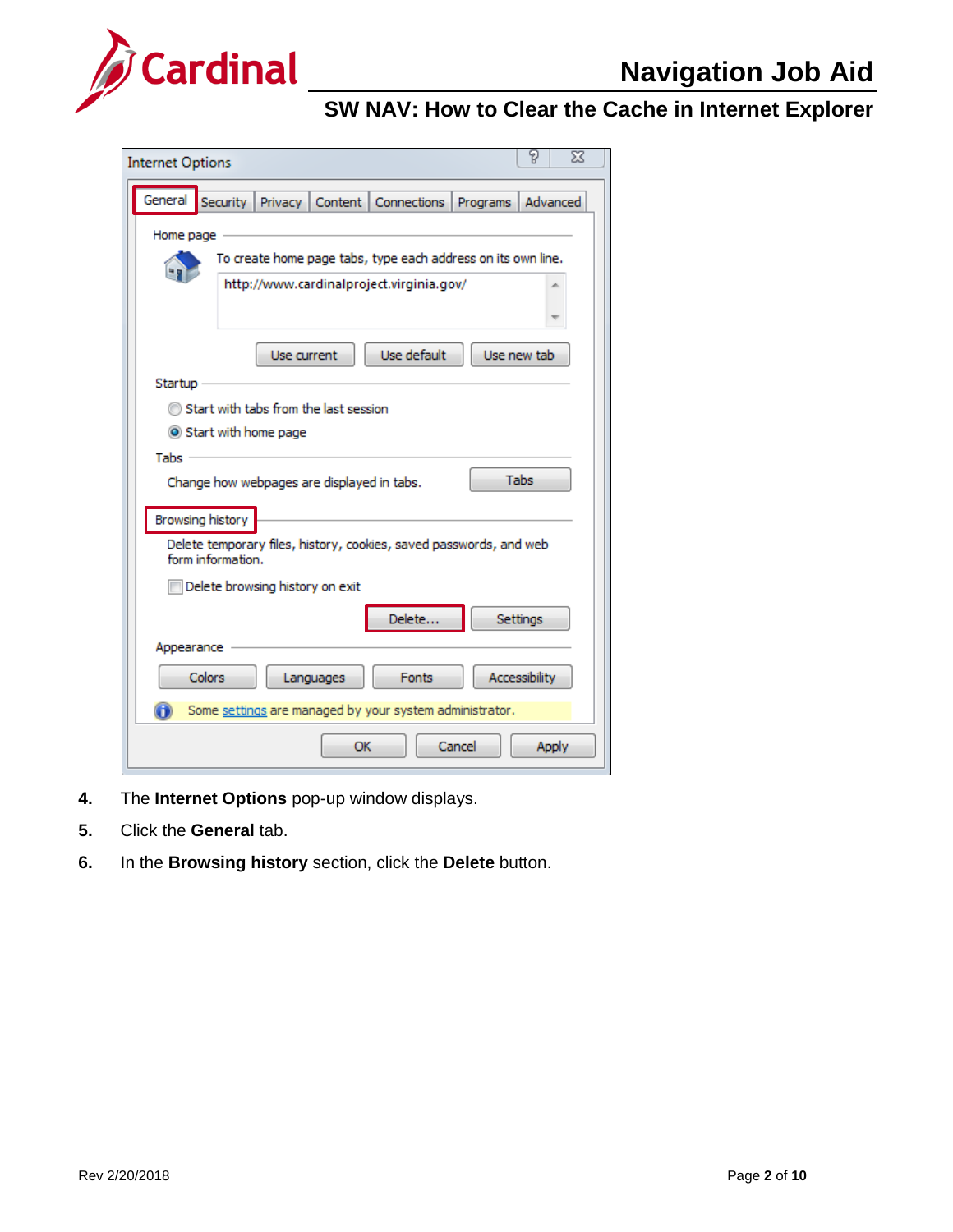4. The **Internet Options** pop-up window displays.
5. Click the **General** tab.
6. In the **Browsing history** section, click the **Delete** button.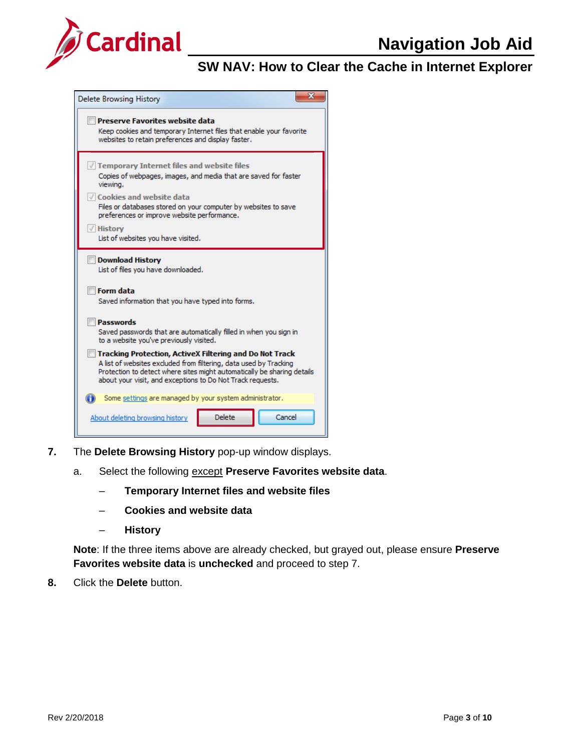7. The **Delete Browsing History** pop-up window displays.

   a. Select the following <u>except</u> **Preserve Favorites website data**.

      – **Temporary Internet files and website files**

      – **Cookies and website data**

      – **History**

   **Note**: If the three items above are already checked, but grayed out, please ensure **Preserve Favorites website data** is **unchecked** and proceed to step 7.

8. Click the **Delete** button.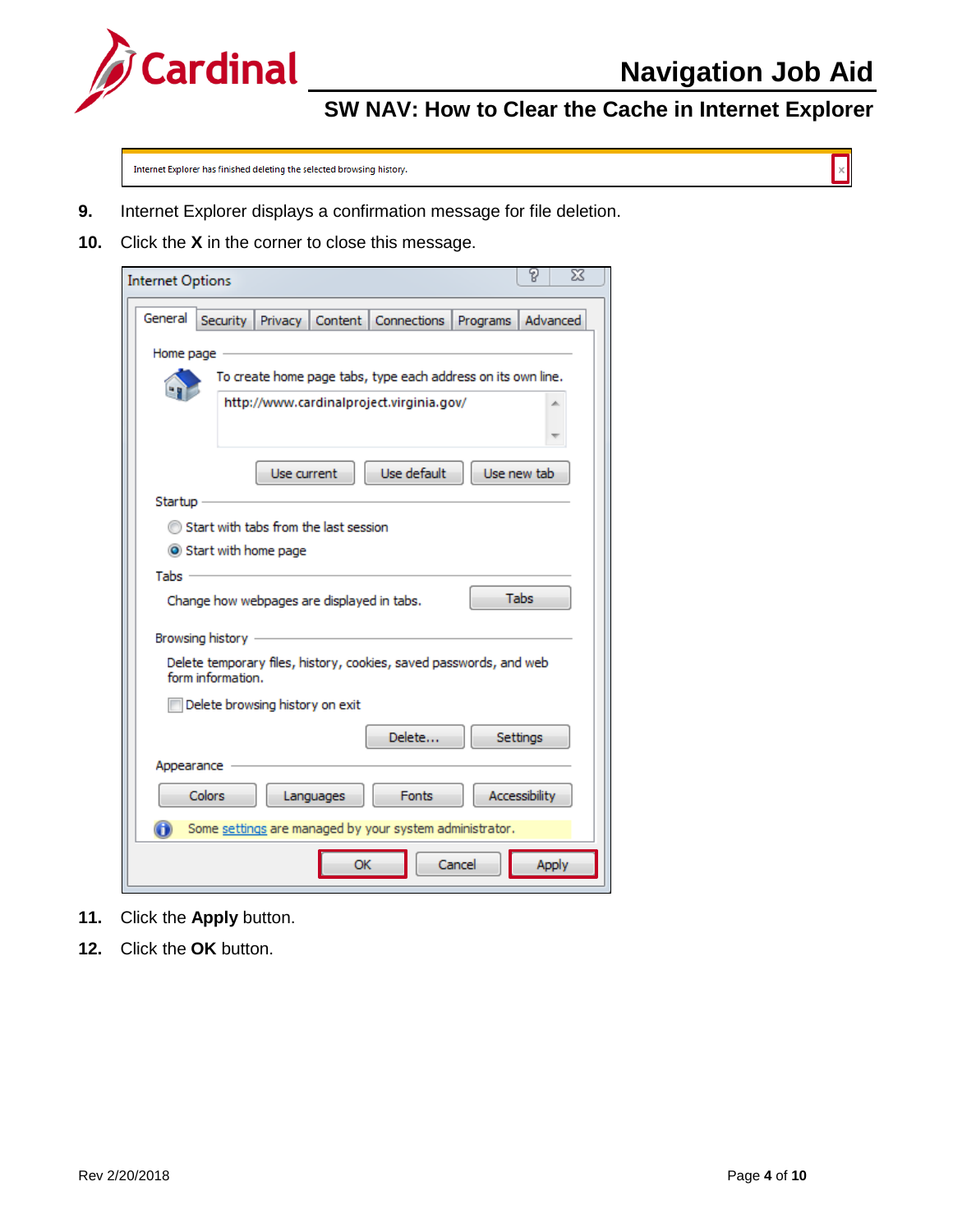Internet Explorer has finished deleting the selected browsing history.

**9.** Internet Explorer displays a confirmation message for file deletion.

**10.** Click the **X** in the corner to close this message.

**11.** Click the **Apply** button.

**12.** Click the **OK** button.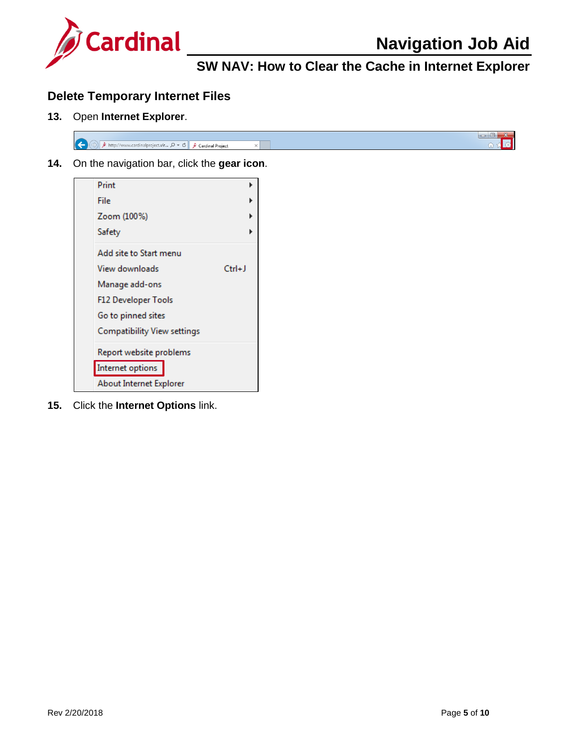## Delete Temporary Internet Files

**13.** Open **Internet Explorer**.

**14.** On the navigation bar, click the **gear icon**.

**15.** Click the **Internet Options** link.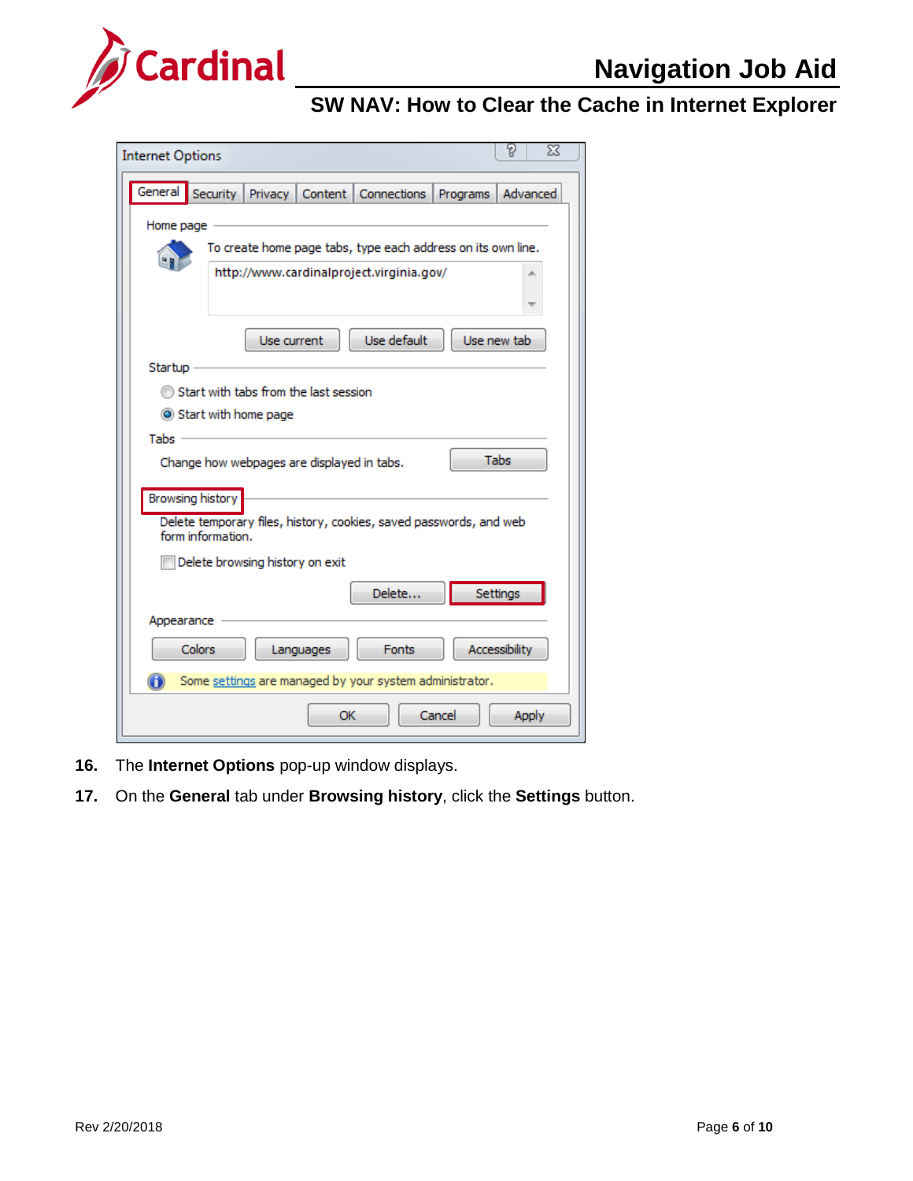16. The **Internet Options** pop-up window displays.

17. On the **General** tab under **Browsing history**, click the **Settings** button.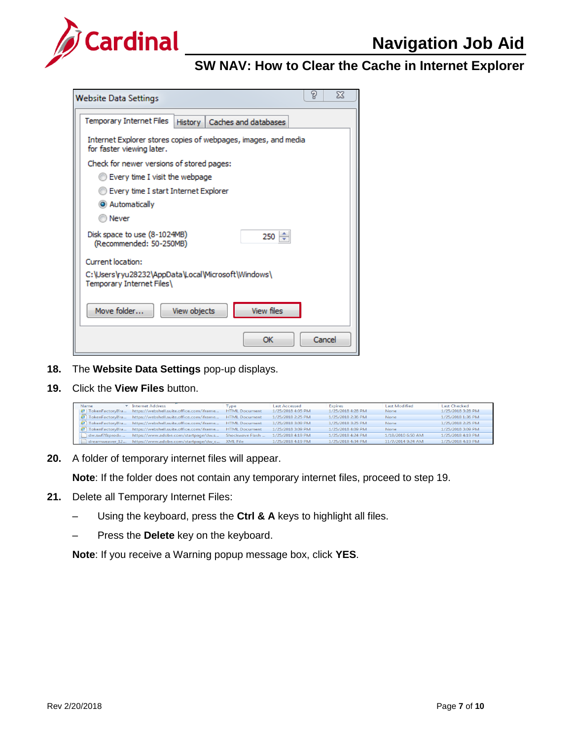18. The **Website Data Settings** pop-up displays.

19. Click the **View Files** button.

20. A folder of temporary internet files will appear.

    **Note**: If the folder does not contain any temporary internet files, proceed to step 19.

21. Delete all Temporary Internet Files:

    – Using the keyboard, press the **Ctrl & A** keys to highlight all files.

    – Press the **Delete** key on the keyboard.

    **Note**: If you receive a Warning popup message box, click **YES**.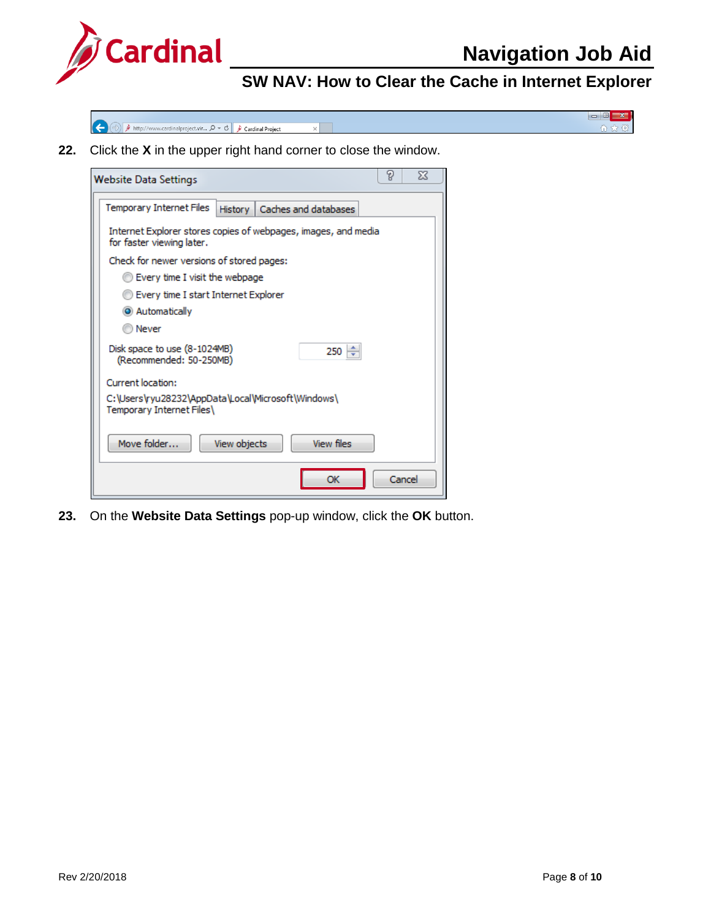22. Click the **X** in the upper right hand corner to close the window.

23. On the **Website Data Settings** pop-up window, click the **OK** button.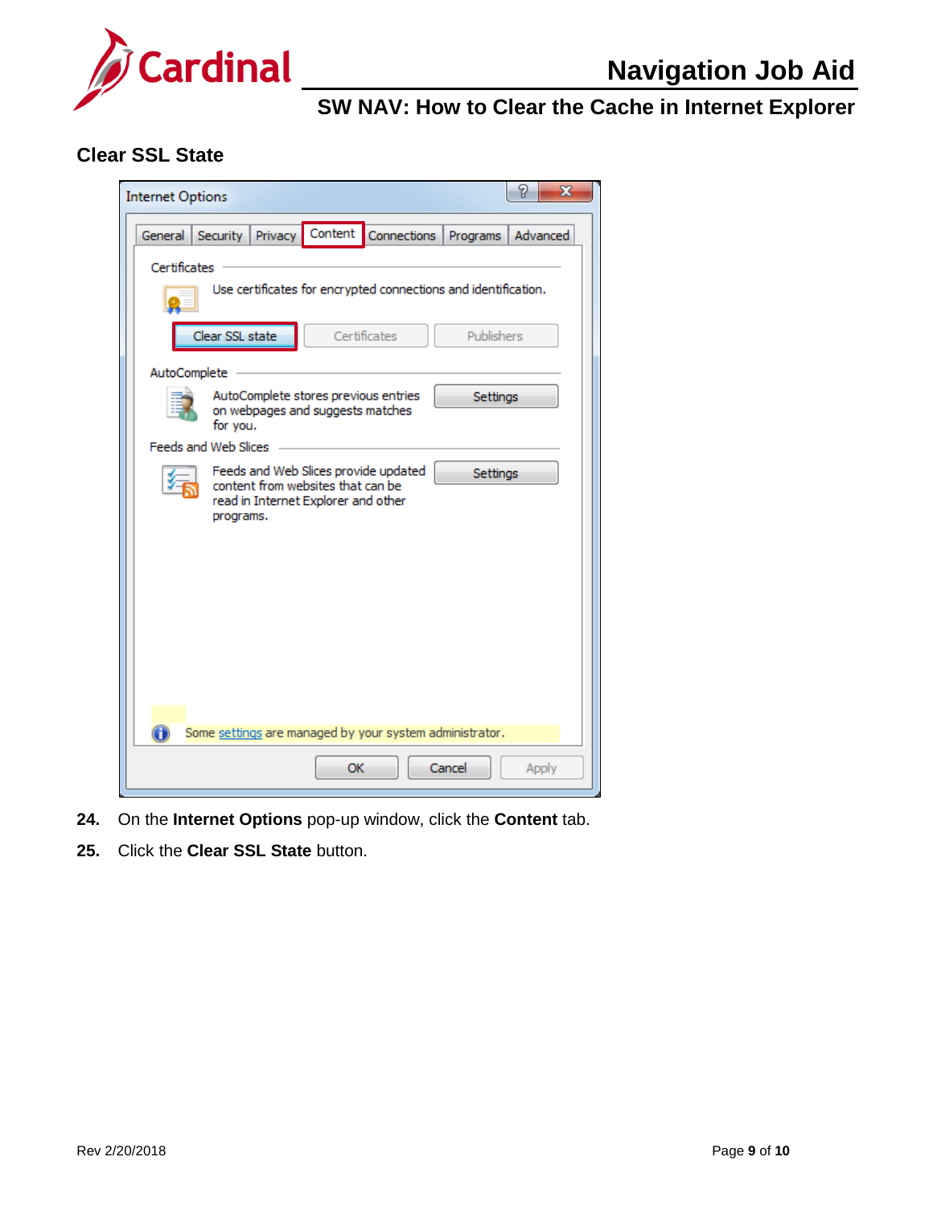## Clear SSL State

24. On the **Internet Options** pop-up window, click the **Content** tab.
25. Click the **Clear SSL State** button.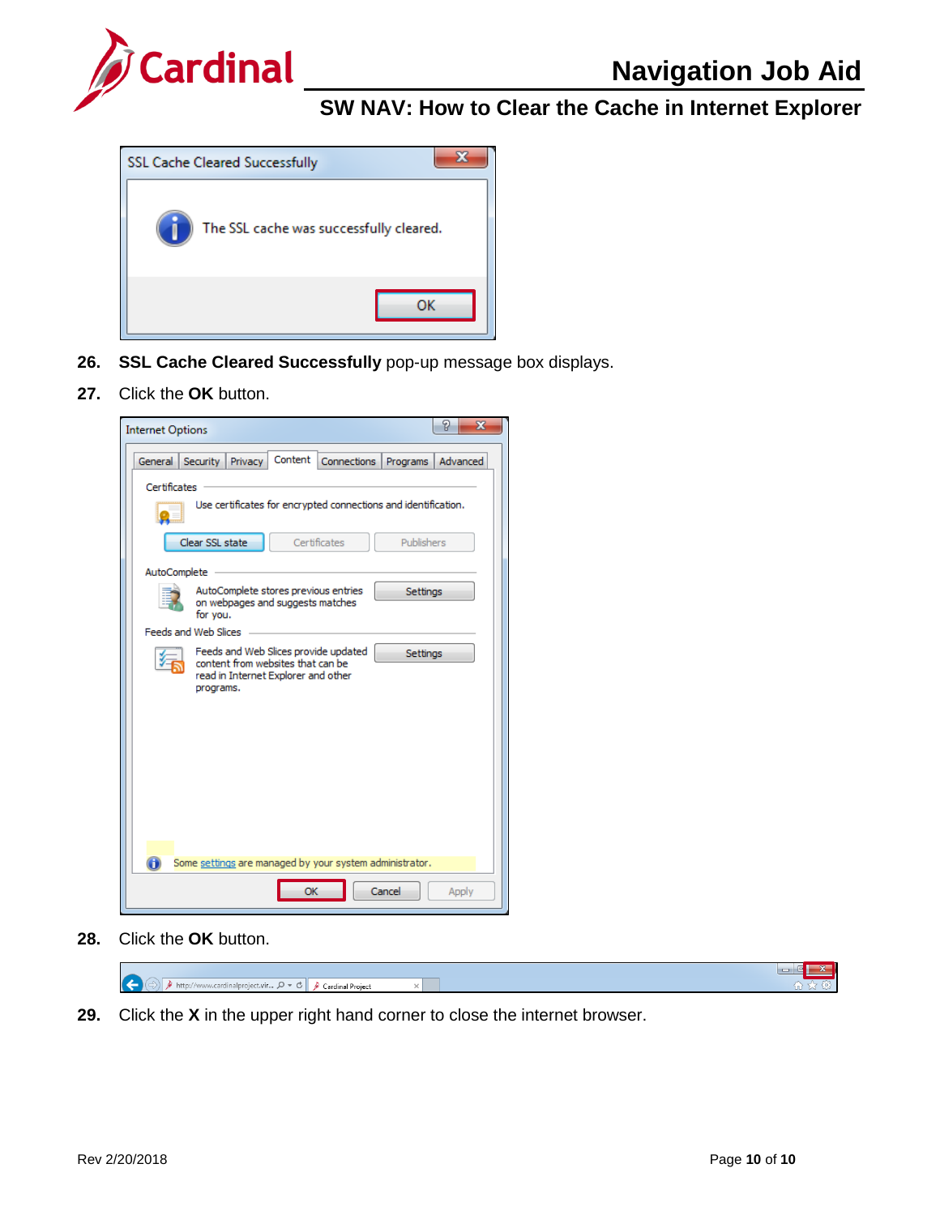26. **SSL Cache Cleared Successfully** pop-up message box displays.

27. Click the **OK** button.

28. Click the **OK** button.

29. Click the **X** in the upper right hand corner to close the internet browser.

Rev 2/20/2018